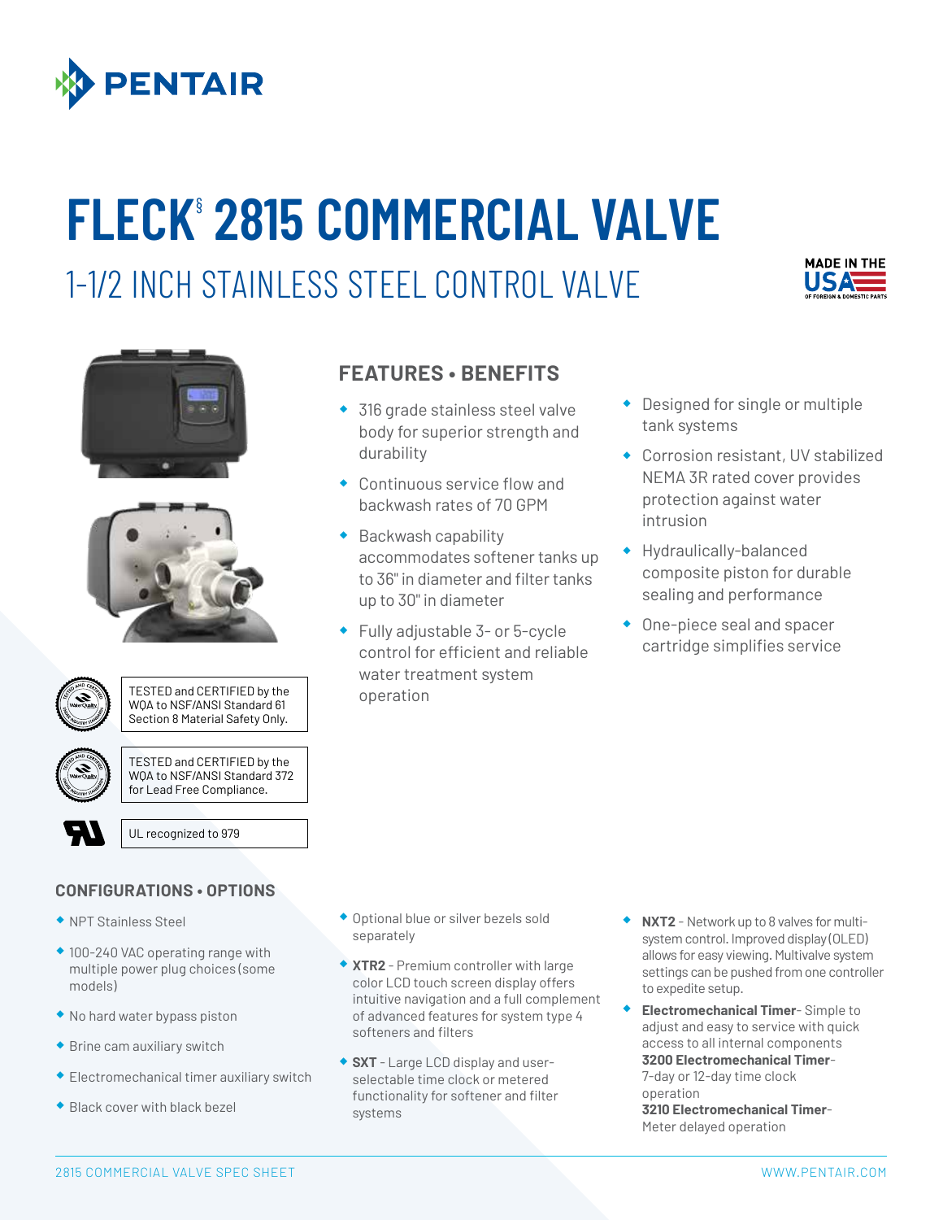# FLECK® 2815 COMMERCIAL VALVE

## 1-1/2 INCH STAINLESS STEEL CONTROL VALVE

MADE IN THE USA OF FOREIGN & DOMESTIC PARTS

TESTED and CERTIFIED by the WQA to NSF/ANSI Standard 61 Section 8 Material Safety Only.

TESTED and CERTIFIED by the WQA to NSF/ANSI Standard 372 for Lead Free Compliance.

UL recognized to 979

## FEATURES • BENEFITS

- 316 grade stainless steel valve body for superior strength and durability
- Continuous service flow and backwash rates of 70 GPM
- Backwash capability accommodates softener tanks up to 36" in diameter and filter tanks up to 30" in diameter
- Fully adjustable 3- or 5-cycle control for efficient and reliable water treatment system operation
- Designed for single or multiple tank systems
- Corrosion resistant, UV stabilized NEMA 3R rated cover provides protection against water intrusion
- Hydraulically-balanced composite piston for durable sealing and performance
- One-piece seal and spacer cartridge simplifies service

## CONFIGURATIONS • OPTIONS

- NPT Stainless Steel
- 100-240 VAC operating range with multiple power plug choices (some models)
- No hard water bypass piston
- Brine cam auxiliary switch
- Electromechanical timer auxiliary switch
- Black cover with black bezel
- Optional blue or silver bezels sold separately
- **XTR2** - Premium controller with large color LCD touch screen display offers intuitive navigation and a full complement of advanced features for system type 4 softeners and filters
- **SXT** - Large LCD display and user-selectable time clock or metered functionality for softener and filter systems
- **NXT2** - Network up to 8 valves for multi-system control. Improved display (OLED) allows for easy viewing. Multivalve system settings can be pushed from one controller to expedite setup.
- **Electromechanical Timer**- Simple to adjust and easy to service with quick access to all internal components
  **3200 Electromechanical Timer**- 7-day or 12-day time clock operation
  **3210 Electromechanical Timer**- Meter delayed operation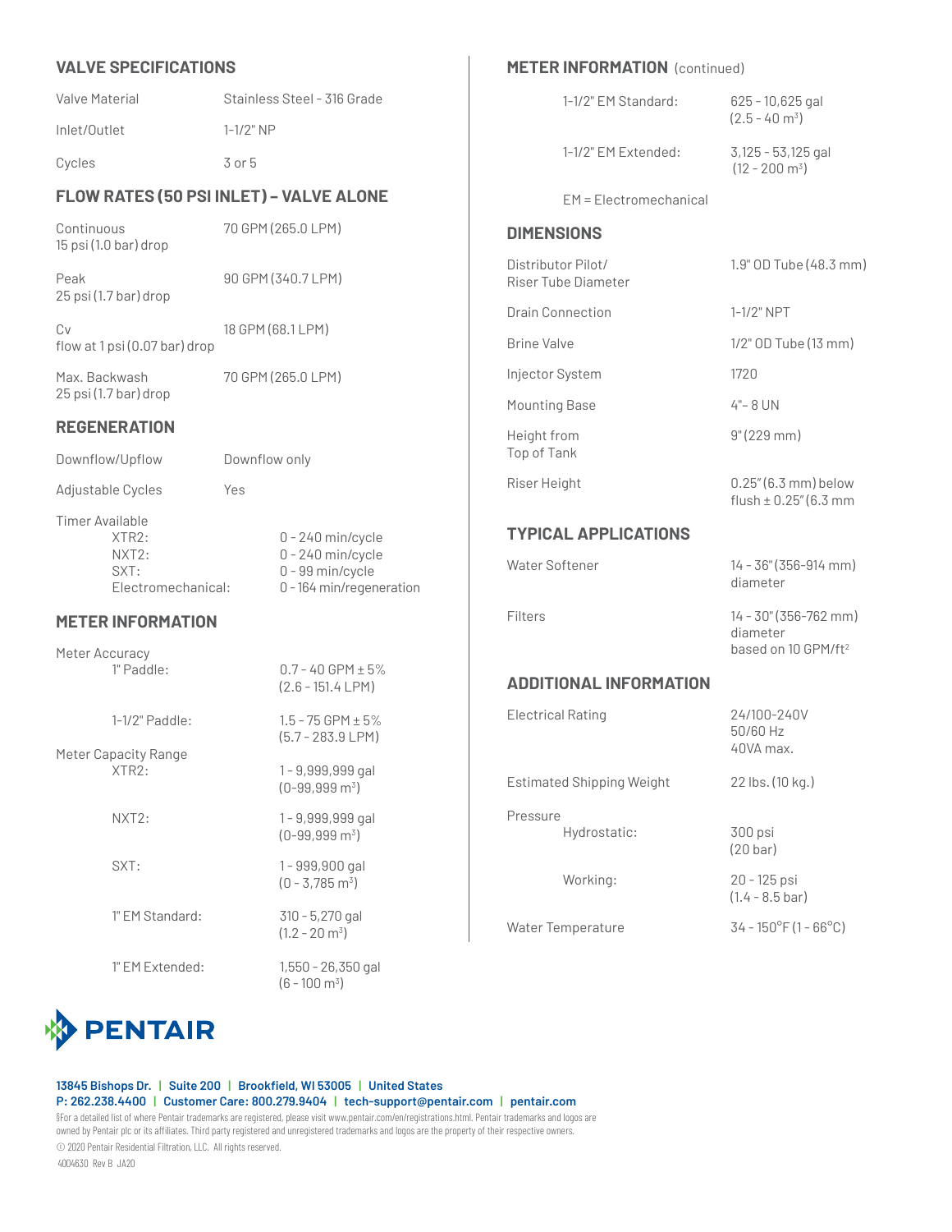## VALVE SPECIFICATIONS

| | |
|---|---|
| Valve Material | Stainless Steel - 316 Grade |
| Inlet/Outlet | 1-1/2" NP |
| Cycles | 3 or 5 |

## FLOW RATES (50 PSI INLET) – VALVE ALONE

| | |
|---|---|
| Continuous 15 psi (1.0 bar) drop | 70 GPM (265.0 LPM) |
| Peak 25 psi (1.7 bar) drop | 90 GPM (340.7 LPM) |
| Cv flow at 1 psi (0.07 bar) drop | 18 GPM (68.1 LPM) |
| Max. Backwash 25 psi (1.7 bar) drop | 70 GPM (265.0 LPM) |

## REGENERATION

| | |
|---|---|
| Downflow/Upflow | Downflow only |
| Adjustable Cycles | Yes |
| Timer Available | |
| XTR2: | 0 - 240 min/cycle |
| NXT2: | 0 - 240 min/cycle |
| SXT: | 0 - 99 min/cycle |
| Electromechanical: | 0 - 164 min/regeneration |

## METER INFORMATION

| | |
|---|---|
| Meter Accuracy | |
| 1" Paddle: | 0.7 - 40 GPM ± 5% (2.6 - 151.4 LPM) |
| 1-1/2" Paddle: | 1.5 - 75 GPM ± 5% (5.7 - 283.9 LPM) |
| Meter Capacity Range | |
| XTR2: | 1 - 9,999,999 gal (0-99,999 m³) |
| NXT2: | 1 - 9,999,999 gal (0-99,999 m³) |
| SXT: | 1 - 999,900 gal (0 - 3,785 m³) |
| 1" EM Standard: | 310 - 5,270 gal (1.2 - 20 m³) |
| 1" EM Extended: | 1,550 - 26,350 gal (6 - 100 m³) |

## METER INFORMATION (continued)

| | |
|---|---|
| 1-1/2" EM Standard: | 625 - 10,625 gal (2.5 - 40 m³) |
| 1-1/2" EM Extended: | 3,125 - 53,125 gal (12 - 200 m³) |

EM = Electromechanical

## DIMENSIONS

| | |
|---|---|
| Distributor Pilot/ Riser Tube Diameter | 1.9" OD Tube (48.3 mm) |
| Drain Connection | 1-1/2" NPT |
| Brine Valve | 1/2" OD Tube (13 mm) |
| Injector System | 1720 |
| Mounting Base | 4"- 8 UN |
| Height from Top of Tank | 9" (229 mm) |
| Riser Height | 0.25" (6.3 mm) below flush ± 0.25" (6.3 mm |

## TYPICAL APPLICATIONS

| | |
|---|---|
| Water Softener | 14 - 36" (356-914 mm) diameter |
| Filters | 14 - 30" (356-762 mm) diameter based on 10 GPM/ft² |

## ADDITIONAL INFORMATION

| | |
|---|---|
| Electrical Rating | 24/100-240V 50/60 Hz 40VA max. |
| Estimated Shipping Weight | 22 lbs. (10 kg.) |
| Pressure | |
| Hydrostatic: | 300 psi (20 bar) |
| Working: | 20 - 125 psi (1.4 - 8.5 bar) |
| Water Temperature | 34 - 150°F (1 - 66°C) |

PENTAIR

**13845 Bishops Dr. | Suite 200 | Brookfield, WI 53005 | United States**
**P: 262.238.4400 | Customer Care: 800.279.9404 | tech-support@pentair.com | pentair.com**

§For a detailed list of where Pentair trademarks are registered, please visit www.pentair.com/en/registrations.html. Pentair trademarks and logos are owned by Pentair plc or its affiliates. Third party registered and unregistered trademarks and logos are the property of their respective owners.

© 2020 Pentair Residential Filtration, LLC. All rights reserved.

4004630 Rev B JA20